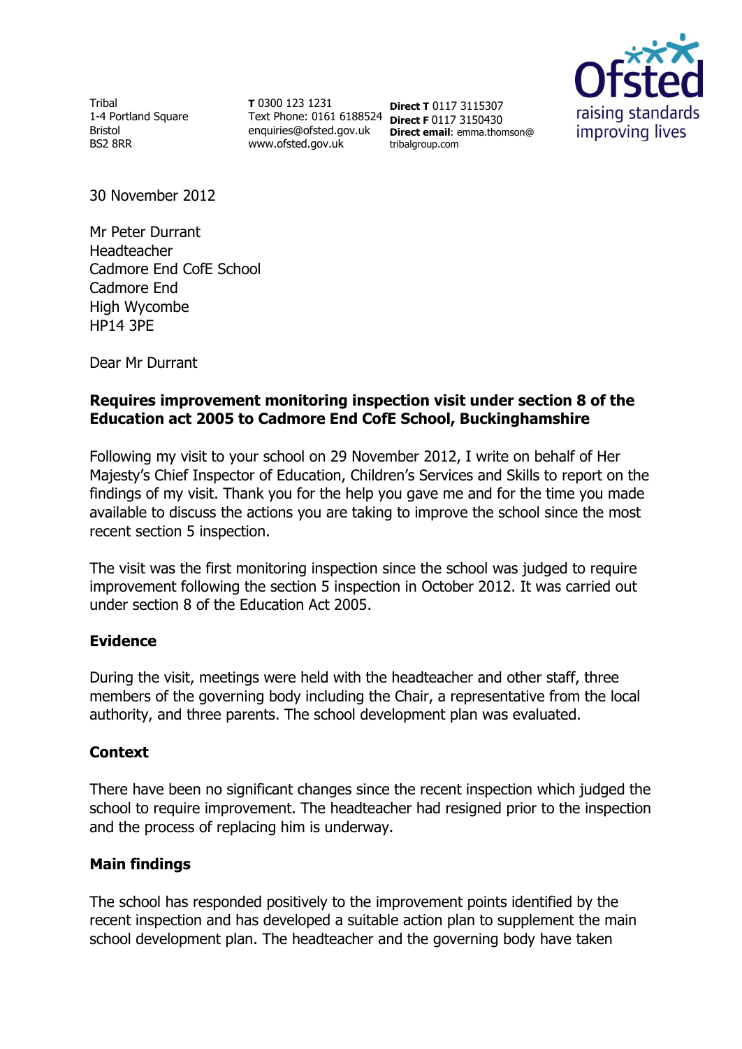Tribal
1-4 Portland Square
Bristol
BS2 8RR

**T** 0300 123 1231
Text Phone: 0161 6188524
enquiries@ofsted.gov.uk
www.ofsted.gov.uk

**Direct T** 0117 3115307
**Direct F** 0117 3150430
**Direct email**: emma.thomson@tribalgroup.com

30 November 2012

Mr Peter Durrant
Headteacher
Cadmore End CofE School
Cadmore End
High Wycombe
HP14 3PE

Dear Mr Durrant

**Requires improvement monitoring inspection visit under section 8 of the Education act 2005 to Cadmore End CofE School, Buckinghamshire**

Following my visit to your school on 29 November 2012, I write on behalf of Her Majesty's Chief Inspector of Education, Children's Services and Skills to report on the findings of my visit. Thank you for the help you gave me and for the time you made available to discuss the actions you are taking to improve the school since the most recent section 5 inspection.

The visit was the first monitoring inspection since the school was judged to require improvement following the section 5 inspection in October 2012. It was carried out under section 8 of the Education Act 2005.

## Evidence

During the visit, meetings were held with the headteacher and other staff, three members of the governing body including the Chair, a representative from the local authority, and three parents. The school development plan was evaluated.

## Context

There have been no significant changes since the recent inspection which judged the school to require improvement. The headteacher had resigned prior to the inspection and the process of replacing him is underway.

## Main findings

The school has responded positively to the improvement points identified by the recent inspection and has developed a suitable action plan to supplement the main school development plan. The headteacher and the governing body have taken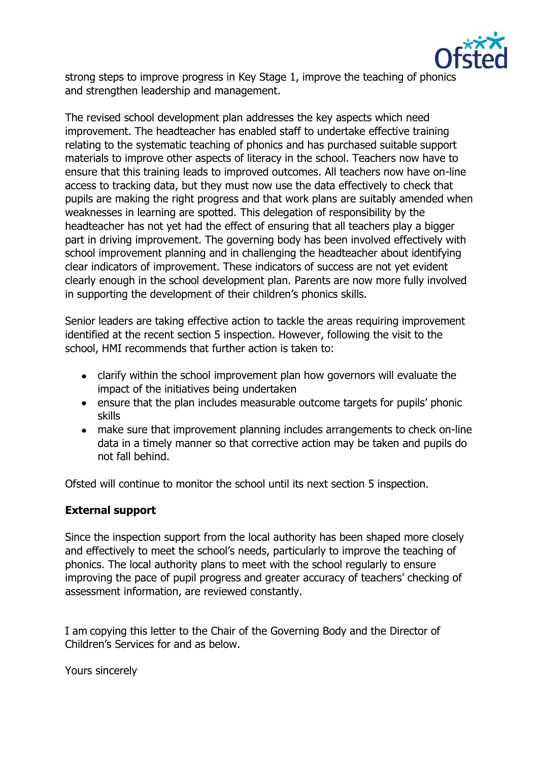strong steps to improve progress in Key Stage 1, improve the teaching of phonics and strengthen leadership and management.

The revised school development plan addresses the key aspects which need improvement. The headteacher has enabled staff to undertake effective training relating to the systematic teaching of phonics and has purchased suitable support materials to improve other aspects of literacy in the school. Teachers now have to ensure that this training leads to improved outcomes. All teachers now have on-line access to tracking data, but they must now use the data effectively to check that pupils are making the right progress and that work plans are suitably amended when weaknesses in learning are spotted. This delegation of responsibility by the headteacher has not yet had the effect of ensuring that all teachers play a bigger part in driving improvement. The governing body has been involved effectively with school improvement planning and in challenging the headteacher about identifying clear indicators of improvement. These indicators of success are not yet evident clearly enough in the school development plan. Parents are now more fully involved in supporting the development of their children's phonics skills.

Senior leaders are taking effective action to tackle the areas requiring improvement identified at the recent section 5 inspection. However, following the visit to the school, HMI recommends that further action is taken to:

- clarify within the school improvement plan how governors will evaluate the impact of the initiatives being undertaken
- ensure that the plan includes measurable outcome targets for pupils' phonic skills
- make sure that improvement planning includes arrangements to check on-line data in a timely manner so that corrective action may be taken and pupils do not fall behind.

Ofsted will continue to monitor the school until its next section 5 inspection.

**External support**

Since the inspection support from the local authority has been shaped more closely and effectively to meet the school's needs, particularly to improve the teaching of phonics. The local authority plans to meet with the school regularly to ensure improving the pace of pupil progress and greater accuracy of teachers' checking of assessment information, are reviewed constantly.

I am copying this letter to the Chair of the Governing Body and the Director of Children's Services for and as below.

Yours sincerely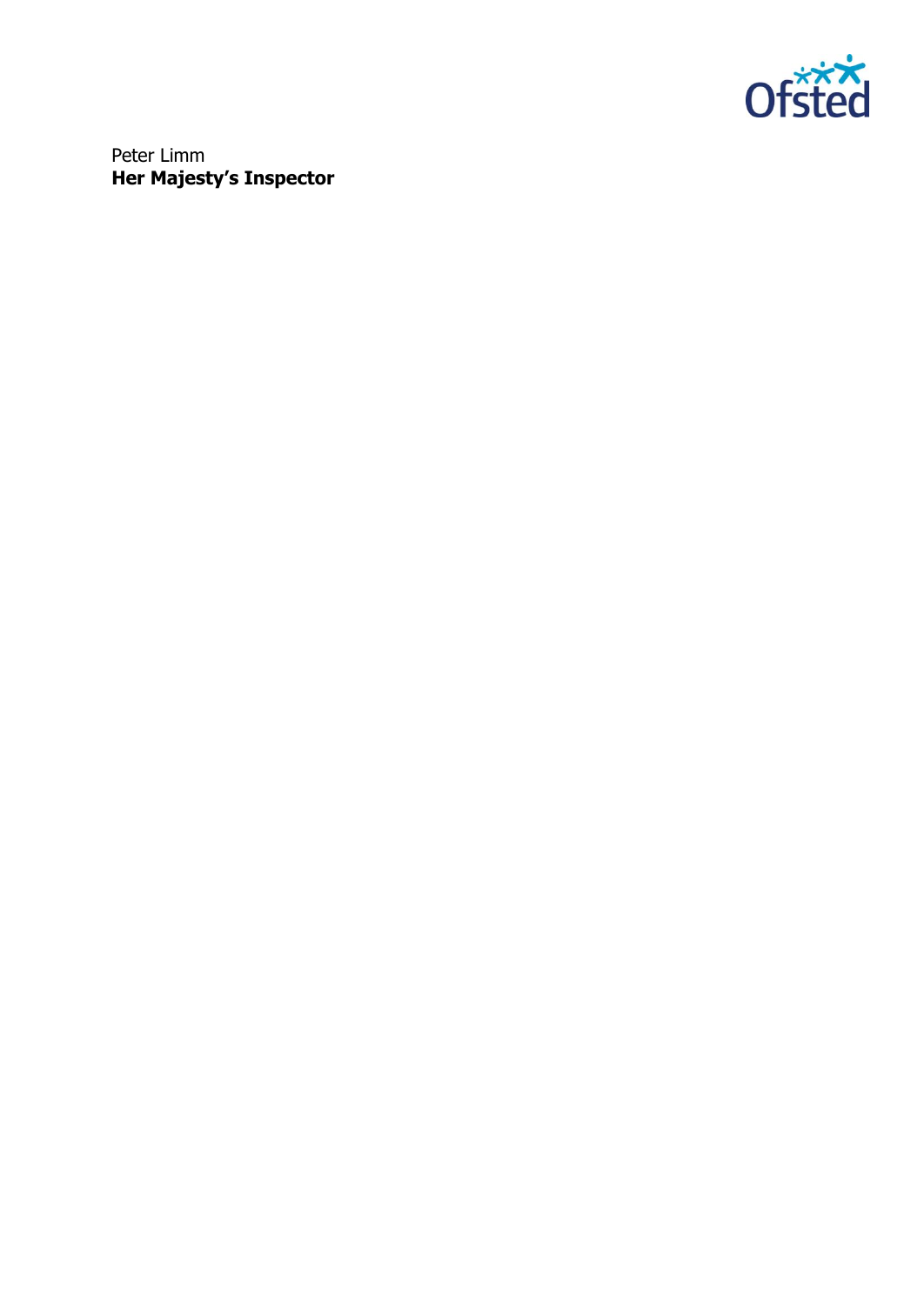Peter Limm
**Her Majesty's Inspector**